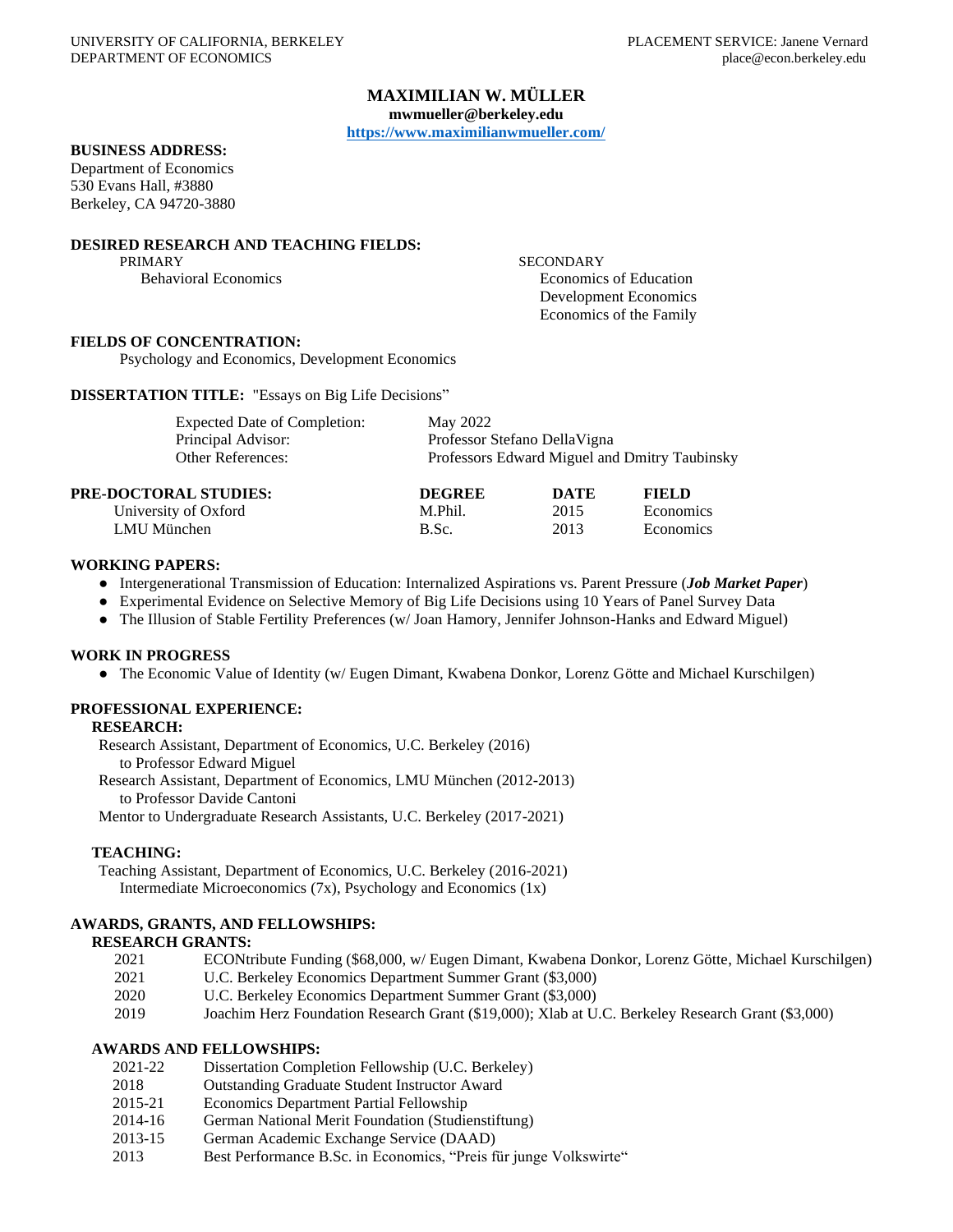UNIVERSITY OF CALIFORNIA, BERKELEY
DEPARTMENT OF ECONOMICS

PLACEMENT SERVICE: Janene Vernard
place@econ.berkeley.edu

# MAXIMILIAN W. MÜLLER

**mwmueller@berkeley.edu**

**[https://www.maximilianwmueller.com/](https://www.maximilianwmueller.com/)**

**BUSINESS ADDRESS:**

Department of Economics
530 Evans Hall, #3880
Berkeley, CA 94720-3880

**DESIRED RESEARCH AND TEACHING FIELDS:**

PRIMARY
- Behavioral Economics

SECONDARY
- Economics of Education
- Development Economics
- Economics of the Family

**FIELDS OF CONCENTRATION:**

Psychology and Economics, Development Economics

**DISSERTATION TITLE:** "Essays on Big Life Decisions"

| | |
|---|---|
| Expected Date of Completion: | May 2022 |
| Principal Advisor: | Professor Stefano DellaVigna |
| Other References: | Professors Edward Miguel and Dmitry Taubinsky |

| **PRE-DOCTORAL STUDIES:** | **DEGREE** | **DATE** | **FIELD** |
|---|---|---|---|
| University of Oxford | M.Phil. | 2015 | Economics |
| LMU München | B.Sc. | 2013 | Economics |

**WORKING PAPERS:**

- Intergenerational Transmission of Education: Internalized Aspirations vs. Parent Pressure (***Job Market Paper***)
- Experimental Evidence on Selective Memory of Big Life Decisions using 10 Years of Panel Survey Data
- The Illusion of Stable Fertility Preferences (w/ Joan Hamory, Jennifer Johnson-Hanks and Edward Miguel)

**WORK IN PROGRESS**

- The Economic Value of Identity (w/ Eugen Dimant, Kwabena Donkor, Lorenz Götte and Michael Kurschilgen)

**PROFESSIONAL EXPERIENCE:**

**RESEARCH:**

Research Assistant, Department of Economics, U.C. Berkeley (2016)
to Professor Edward Miguel

Research Assistant, Department of Economics, LMU München (2012-2013)
to Professor Davide Cantoni

Mentor to Undergraduate Research Assistants, U.C. Berkeley (2017-2021)

**TEACHING:**

Teaching Assistant, Department of Economics, U.C. Berkeley (2016-2021)
Intermediate Microeconomics (7x), Psychology and Economics (1x)

**AWARDS, GRANTS, AND FELLOWSHIPS:**

**RESEARCH GRANTS:**

| | |
|---|---|
| 2021 | ECONtribute Funding ($68,000, w/ Eugen Dimant, Kwabena Donkor, Lorenz Götte, Michael Kurschilgen) |
| 2021 | U.C. Berkeley Economics Department Summer Grant ($3,000) |
| 2020 | U.C. Berkeley Economics Department Summer Grant ($3,000) |
| 2019 | Joachim Herz Foundation Research Grant ($19,000); Xlab at U.C. Berkeley Research Grant ($3,000) |

**AWARDS AND FELLOWSHIPS:**

| | |
|---|---|
| 2021-22 | Dissertation Completion Fellowship (U.C. Berkeley) |
| 2018 | Outstanding Graduate Student Instructor Award |
| 2015-21 | Economics Department Partial Fellowship |
| 2014-16 | German National Merit Foundation (Studienstiftung) |
| 2013-15 | German Academic Exchange Service (DAAD) |
| 2013 | Best Performance B.Sc. in Economics, "Preis für junge Volkswirte" |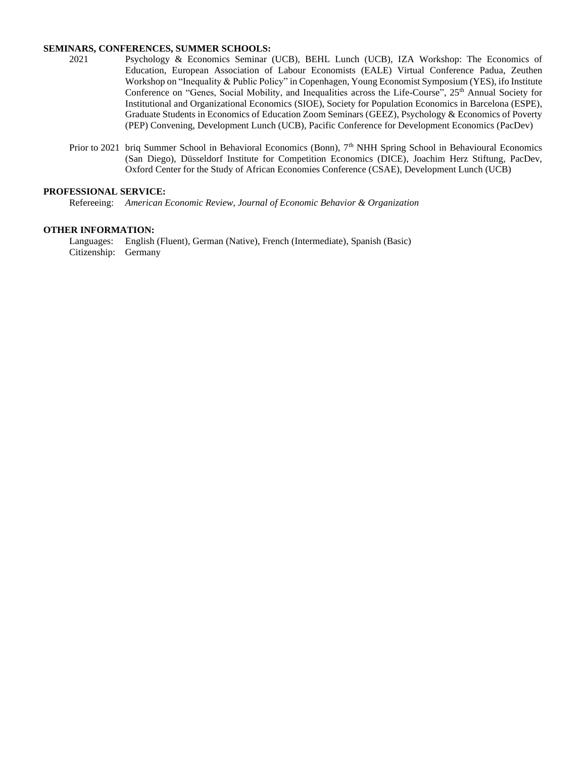**SEMINARS, CONFERENCES, SUMMER SCHOOLS:**

2021 — Psychology & Economics Seminar (UCB), BEHL Lunch (UCB), IZA Workshop: The Economics of Education, European Association of Labour Economists (EALE) Virtual Conference Padua, Zeuthen Workshop on "Inequality & Public Policy" in Copenhagen, Young Economist Symposium (YES), ifo Institute Conference on "Genes, Social Mobility, and Inequalities across the Life-Course", 25th Annual Society for Institutional and Organizational Economics (SIOE), Society for Population Economics in Barcelona (ESPE), Graduate Students in Economics of Education Zoom Seminars (GEEZ), Psychology & Economics of Poverty (PEP) Convening, Development Lunch (UCB), Pacific Conference for Development Economics (PacDev)

Prior to 2021 — briq Summer School in Behavioral Economics (Bonn), 7th NHH Spring School in Behavioural Economics (San Diego), Düsseldorf Institute for Competition Economics (DICE), Joachim Herz Stiftung, PacDev, Oxford Center for the Study of African Economies Conference (CSAE), Development Lunch (UCB)

**PROFESSIONAL SERVICE:**

Refereeing: *American Economic Review, Journal of Economic Behavior & Organization*

**OTHER INFORMATION:**

Languages: English (Fluent), German (Native), French (Intermediate), Spanish (Basic)

Citizenship: Germany